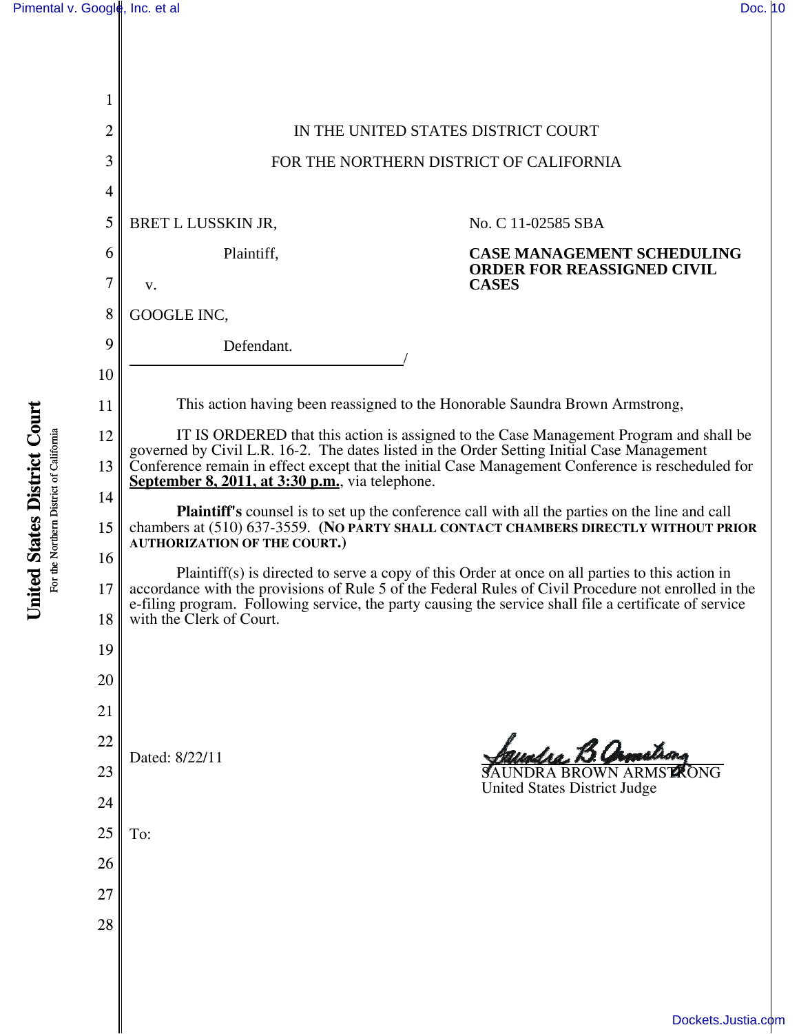IN THE UNITED STATES DISTRICT COURT

FOR THE NORTHERN DISTRICT OF CALIFORNIA

BRET L LUSSKIN JR,

Plaintiff,

v.

GOOGLE INC,

Defendant.

/

No. C 11-02585 SBA

**CASE MANAGEMENT SCHEDULING ORDER FOR REASSIGNED CIVIL CASES**

This action having been reassigned to the Honorable Saundra Brown Armstrong,

IT IS ORDERED that this action is assigned to the Case Management Program and shall be governed by Civil L.R. 16-2. The dates listed in the Order Setting Initial Case Management Conference remain in effect except that the initial Case Management Conference is rescheduled for **September 8, 2011, at 3:30 p.m.**, via telephone.

**Plaintiff's** counsel is to set up the conference call with all the parties on the line and call chambers at (510) 637-3559. **(NO PARTY SHALL CONTACT CHAMBERS DIRECTLY WITHOUT PRIOR AUTHORIZATION OF THE COURT.)**

Plaintiff(s) is directed to serve a copy of this Order at once on all parties to this action in accordance with the provisions of Rule 5 of the Federal Rules of Civil Procedure not enrolled in the e-filing program. Following service, the party causing the service shall file a certificate of service with the Clerk of Court.

Dated: 8/22/11

SAUNDRA BROWN ARMSTRONG
United States District Judge

To: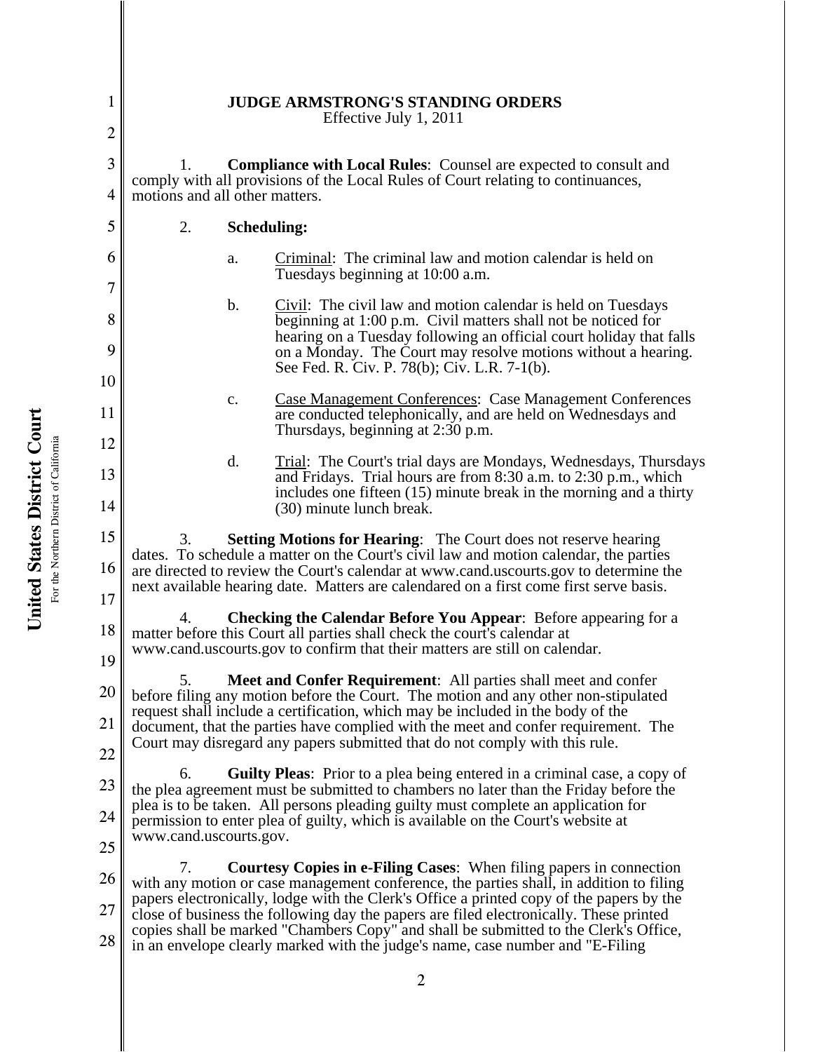# JUDGE ARMSTRONG'S STANDING ORDERS

Effective July 1, 2011

1. **Compliance with Local Rules**: Counsel are expected to consult and comply with all provisions of the Local Rules of Court relating to continuances, motions and all other matters.

2. **Scheduling:**

   a. Criminal: The criminal law and motion calendar is held on Tuesdays beginning at 10:00 a.m.

   b. Civil: The civil law and motion calendar is held on Tuesdays beginning at 1:00 p.m. Civil matters shall not be noticed for hearing on a Tuesday following an official court holiday that falls on a Monday. The Court may resolve motions without a hearing. See Fed. R. Civ. P. 78(b); Civ. L.R. 7-1(b).

   c. Case Management Conferences: Case Management Conferences are conducted telephonically, and are held on Wednesdays and Thursdays, beginning at 2:30 p.m.

   d. Trial: The Court's trial days are Mondays, Wednesdays, Thursdays and Fridays. Trial hours are from 8:30 a.m. to 2:30 p.m., which includes one fifteen (15) minute break in the morning and a thirty (30) minute lunch break.

3. **Setting Motions for Hearing**: The Court does not reserve hearing dates. To schedule a matter on the Court's civil law and motion calendar, the parties are directed to review the Court's calendar at www.cand.uscourts.gov to determine the next available hearing date. Matters are calendared on a first come first serve basis.

4. **Checking the Calendar Before You Appear**: Before appearing for a matter before this Court all parties shall check the court's calendar at www.cand.uscourts.gov to confirm that their matters are still on calendar.

5. **Meet and Confer Requirement**: All parties shall meet and confer before filing any motion before the Court. The motion and any other non-stipulated request shall include a certification, which may be included in the body of the document, that the parties have complied with the meet and confer requirement. The Court may disregard any papers submitted that do not comply with this rule.

6. **Guilty Pleas**: Prior to a plea being entered in a criminal case, a copy of the plea agreement must be submitted to chambers no later than the Friday before the plea is to be taken. All persons pleading guilty must complete an application for permission to enter plea of guilty, which is available on the Court's website at www.cand.uscourts.gov.

7. **Courtesy Copies in e-Filing Cases**: When filing papers in connection with any motion or case management conference, the parties shall, in addition to filing papers electronically, lodge with the Clerk's Office a printed copy of the papers by the close of business the following day the papers are filed electronically. These printed copies shall be marked "Chambers Copy" and shall be submitted to the Clerk's Office, in an envelope clearly marked with the judge's name, case number and "E-Filing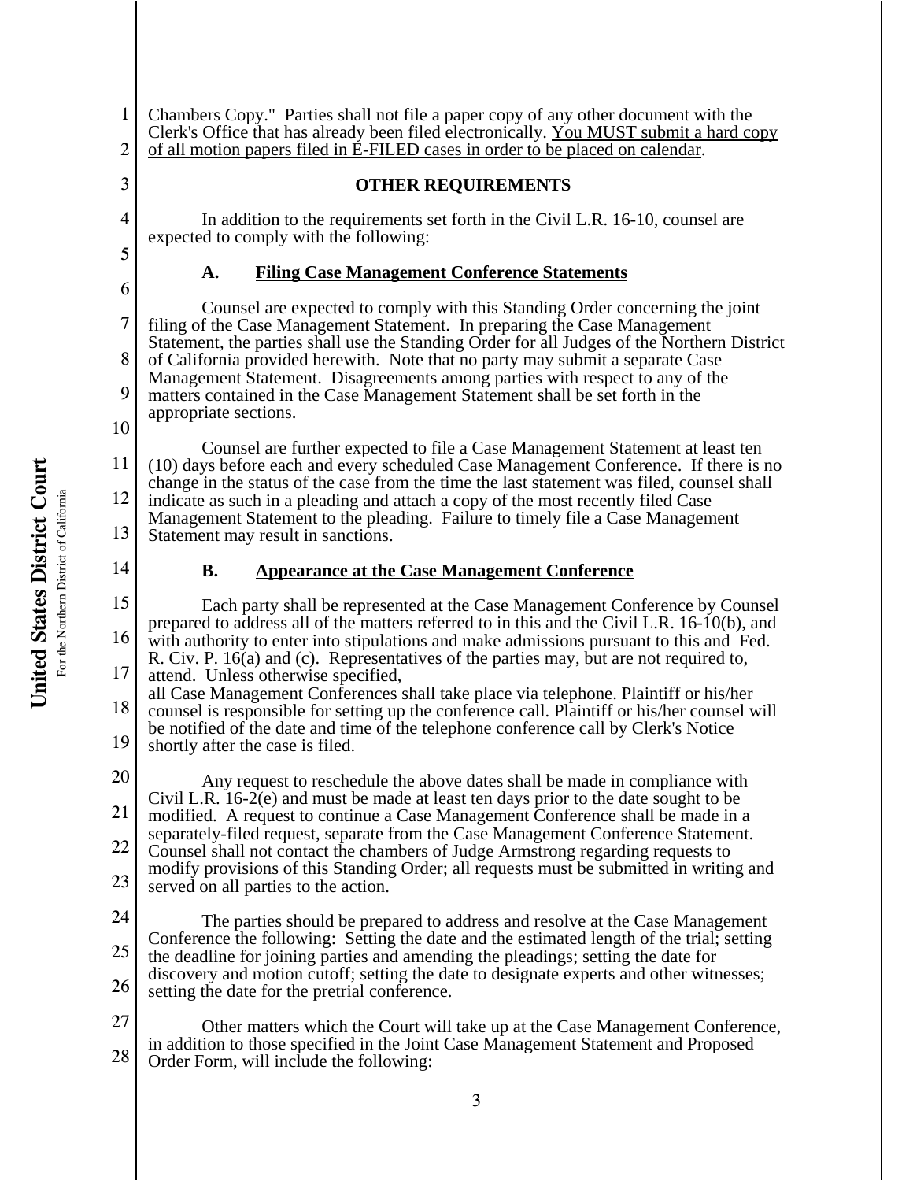Chambers Copy." Parties shall not file a paper copy of any other document with the Clerk's Office that has already been filed electronically. You MUST submit a hard copy of all motion papers filed in E-FILED cases in order to be placed on calendar.

## OTHER REQUIREMENTS

In addition to the requirements set forth in the Civil L.R. 16-10, counsel are expected to comply with the following:

### A. Filing Case Management Conference Statements

Counsel are expected to comply with this Standing Order concerning the joint filing of the Case Management Statement. In preparing the Case Management Statement, the parties shall use the Standing Order for all Judges of the Northern District of California provided herewith. Note that no party may submit a separate Case Management Statement. Disagreements among parties with respect to any of the matters contained in the Case Management Statement shall be set forth in the appropriate sections.

Counsel are further expected to file a Case Management Statement at least ten (10) days before each and every scheduled Case Management Conference. If there is no change in the status of the case from the time the last statement was filed, counsel shall indicate as such in a pleading and attach a copy of the most recently filed Case Management Statement to the pleading. Failure to timely file a Case Management Statement may result in sanctions.

### B. Appearance at the Case Management Conference

Each party shall be represented at the Case Management Conference by Counsel prepared to address all of the matters referred to in this and the Civil L.R. 16-10(b), and with authority to enter into stipulations and make admissions pursuant to this and Fed. R. Civ. P. 16(a) and (c). Representatives of the parties may, but are not required to, attend. Unless otherwise specified,
all Case Management Conferences shall take place via telephone. Plaintiff or his/her counsel is responsible for setting up the conference call. Plaintiff or his/her counsel will be notified of the date and time of the telephone conference call by Clerk's Notice shortly after the case is filed.

Any request to reschedule the above dates shall be made in compliance with Civil L.R. 16-2(e) and must be made at least ten days prior to the date sought to be modified. A request to continue a Case Management Conference shall be made in a separately-filed request, separate from the Case Management Conference Statement. Counsel shall not contact the chambers of Judge Armstrong regarding requests to modify provisions of this Standing Order; all requests must be submitted in writing and served on all parties to the action.

The parties should be prepared to address and resolve at the Case Management Conference the following: Setting the date and the estimated length of the trial; setting the deadline for joining parties and amending the pleadings; setting the date for discovery and motion cutoff; setting the date to designate experts and other witnesses; setting the date for the pretrial conference.

Other matters which the Court will take up at the Case Management Conference, in addition to those specified in the Joint Case Management Statement and Proposed Order Form, will include the following: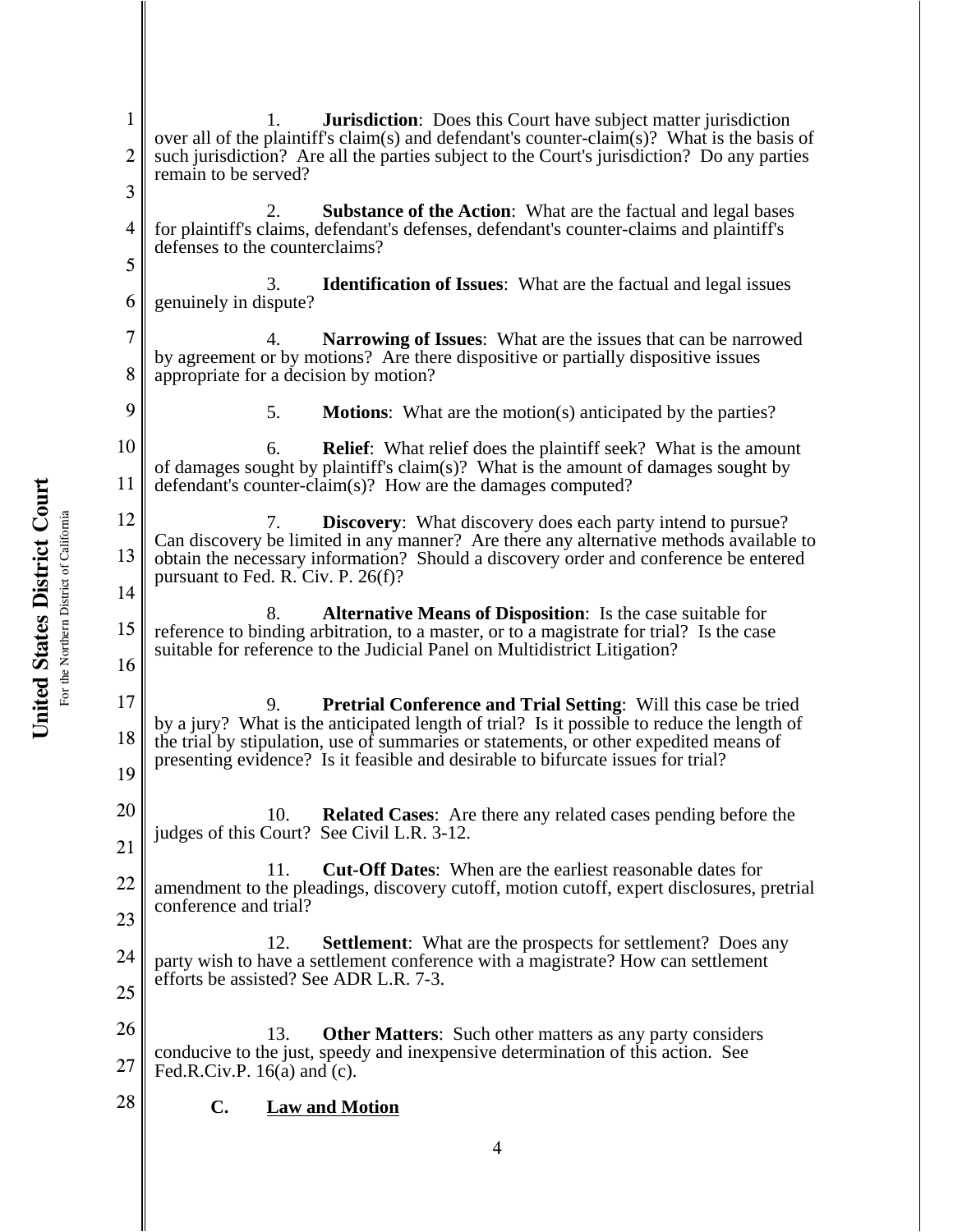1. **Jurisdiction**: Does this Court have subject matter jurisdiction over all of the plaintiff's claim(s) and defendant's counter-claim(s)? What is the basis of such jurisdiction? Are all the parties subject to the Court's jurisdiction? Do any parties remain to be served?

2. **Substance of the Action**: What are the factual and legal bases for plaintiff's claims, defendant's defenses, defendant's counter-claims and plaintiff's defenses to the counterclaims?

3. **Identification of Issues**: What are the factual and legal issues genuinely in dispute?

4. **Narrowing of Issues**: What are the issues that can be narrowed by agreement or by motions? Are there dispositive or partially dispositive issues appropriate for a decision by motion?

5. **Motions**: What are the motion(s) anticipated by the parties?

6. **Relief**: What relief does the plaintiff seek? What is the amount of damages sought by plaintiff's claim(s)? What is the amount of damages sought by defendant's counter-claim(s)? How are the damages computed?

7. **Discovery**: What discovery does each party intend to pursue? Can discovery be limited in any manner? Are there any alternative methods available to obtain the necessary information? Should a discovery order and conference be entered pursuant to Fed. R. Civ. P. 26(f)?

8. **Alternative Means of Disposition**: Is the case suitable for reference to binding arbitration, to a master, or to a magistrate for trial? Is the case suitable for reference to the Judicial Panel on Multidistrict Litigation?

9. **Pretrial Conference and Trial Setting**: Will this case be tried by a jury? What is the anticipated length of trial? Is it possible to reduce the length of the trial by stipulation, use of summaries or statements, or other expedited means of presenting evidence? Is it feasible and desirable to bifurcate issues for trial?

10. **Related Cases**: Are there any related cases pending before the judges of this Court? See Civil L.R. 3-12.

11. **Cut-Off Dates**: When are the earliest reasonable dates for amendment to the pleadings, discovery cutoff, motion cutoff, expert disclosures, pretrial conference and trial?

12. **Settlement**: What are the prospects for settlement? Does any party wish to have a settlement conference with a magistrate? How can settlement efforts be assisted? See ADR L.R. 7-3.

13. **Other Matters**: Such other matters as any party considers conducive to the just, speedy and inexpensive determination of this action. See Fed.R.Civ.P. 16(a) and (c).

## C. Law and Motion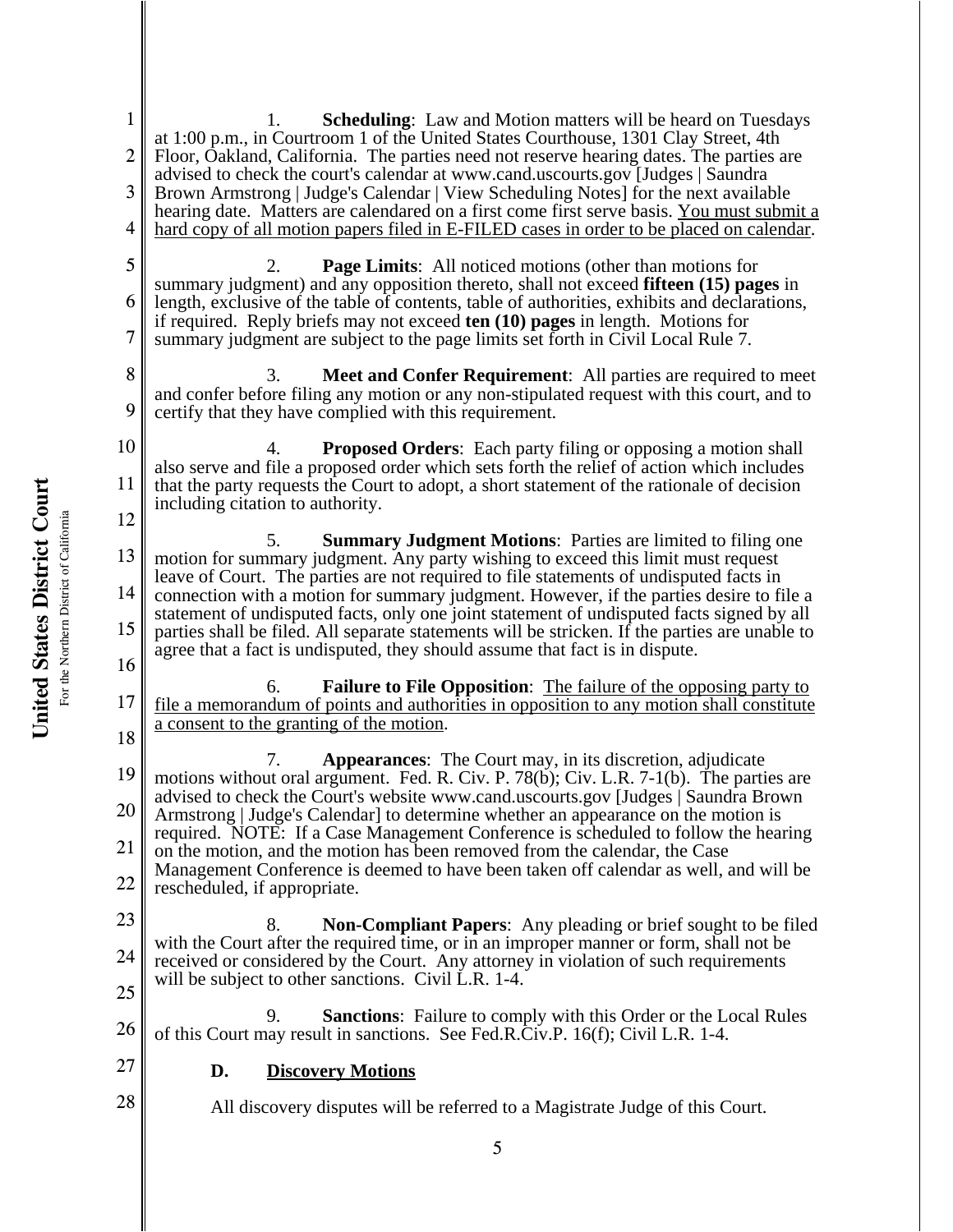1. **Scheduling**: Law and Motion matters will be heard on Tuesdays at 1:00 p.m., in Courtroom 1 of the United States Courthouse, 1301 Clay Street, 4th Floor, Oakland, California. The parties need not reserve hearing dates. The parties are advised to check the court's calendar at www.cand.uscourts.gov [Judges | Saundra Brown Armstrong | Judge's Calendar | View Scheduling Notes] for the next available hearing date. Matters are calendared on a first come first serve basis. <u>You must submit a hard copy of all motion papers filed in E-FILED cases in order to be placed on calendar</u>.

2. **Page Limits**: All noticed motions (other than motions for summary judgment) and any opposition thereto, shall not exceed **fifteen (15) pages** in length, exclusive of the table of contents, table of authorities, exhibits and declarations, if required. Reply briefs may not exceed **ten (10) pages** in length. Motions for summary judgment are subject to the page limits set forth in Civil Local Rule 7.

3. **Meet and Confer Requirement**: All parties are required to meet and confer before filing any motion or any non-stipulated request with this court, and to certify that they have complied with this requirement.

4. **Proposed Orders**: Each party filing or opposing a motion shall also serve and file a proposed order which sets forth the relief of action which includes that the party requests the Court to adopt, a short statement of the rationale of decision including citation to authority.

5. **Summary Judgment Motions**: Parties are limited to filing one motion for summary judgment. Any party wishing to exceed this limit must request leave of Court. The parties are not required to file statements of undisputed facts in connection with a motion for summary judgment. However, if the parties desire to file a statement of undisputed facts, only one joint statement of undisputed facts signed by all parties shall be filed. All separate statements will be stricken. If the parties are unable to agree that a fact is undisputed, they should assume that fact is in dispute.

6. **Failure to File Opposition**: <u>The failure of the opposing party to file a memorandum of points and authorities in opposition to any motion shall constitute a consent to the granting of the motion</u>.

7. **Appearances**: The Court may, in its discretion, adjudicate motions without oral argument. Fed. R. Civ. P. 78(b); Civ. L.R. 7-1(b). The parties are advised to check the Court's website www.cand.uscourts.gov [Judges | Saundra Brown Armstrong | Judge's Calendar] to determine whether an appearance on the motion is required. NOTE: If a Case Management Conference is scheduled to follow the hearing on the motion, and the motion has been removed from the calendar, the Case Management Conference is deemed to have been taken off calendar as well, and will be rescheduled, if appropriate.

8. **Non-Compliant Papers**: Any pleading or brief sought to be filed with the Court after the required time, or in an improper manner or form, shall not be received or considered by the Court. Any attorney in violation of such requirements will be subject to other sanctions. Civil L.R. 1-4.

9. **Sanctions**: Failure to comply with this Order or the Local Rules of this Court may result in sanctions. See Fed.R.Civ.P. 16(f); Civil L.R. 1-4.

### D. <u>Discovery Motions</u>

All discovery disputes will be referred to a Magistrate Judge of this Court.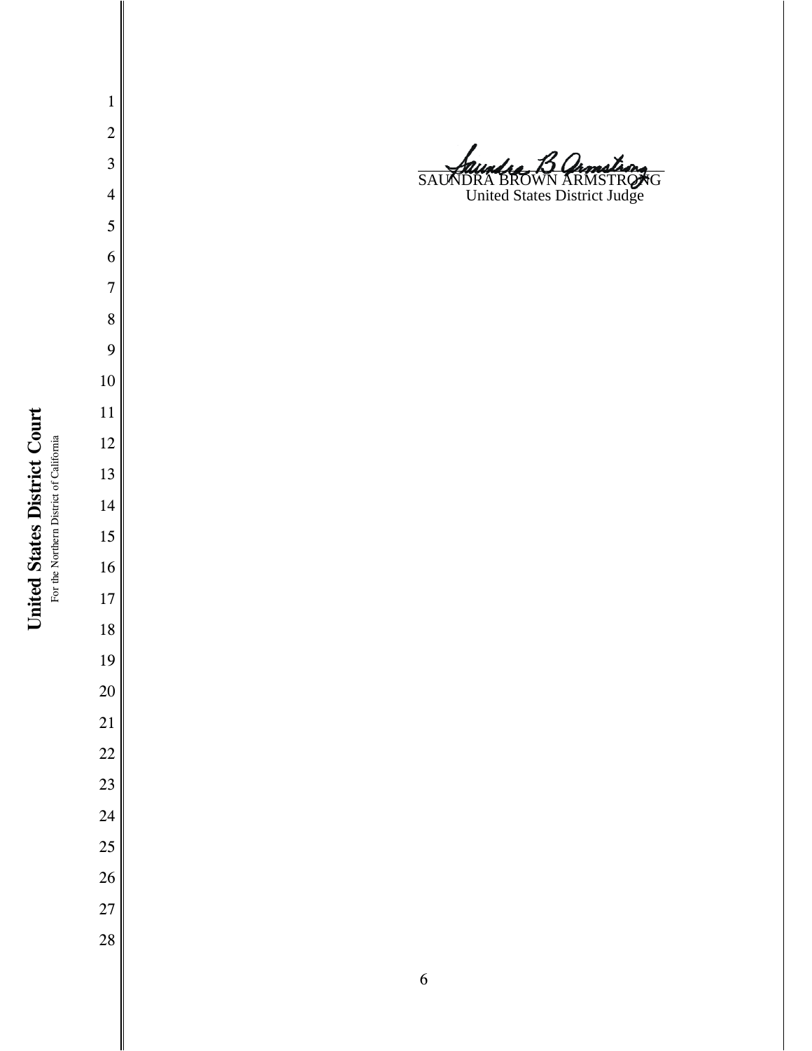SAUNDRA BROWN ARMSTRONG
United States District Judge